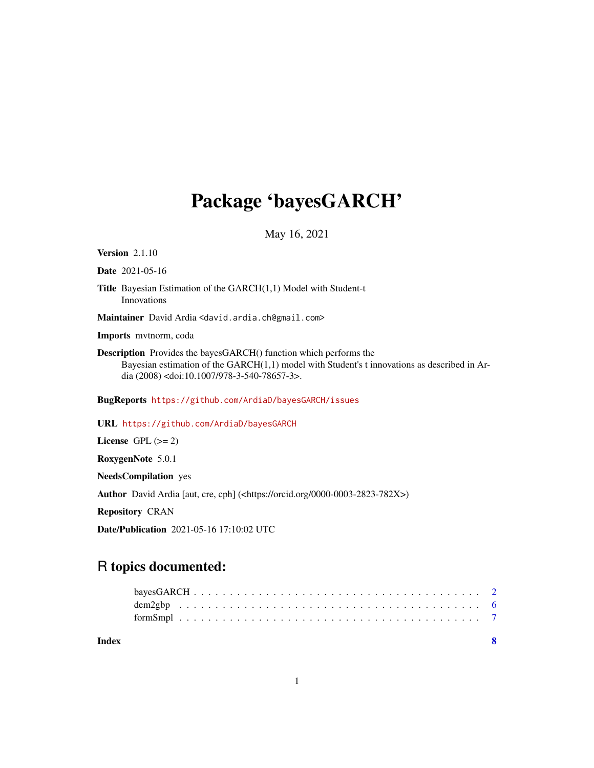# Package 'bayesGARCH'

May 16, 2021

**Version** 2.1.10

**Date** 2021-05-16

**Title** Bayesian Estimation of the GARCH(1,1) Model with Student-t Innovations

**Maintainer** David Ardia <david.ardia.ch@gmail.com>

**Imports** mvtnorm, coda

**Description** Provides the bayesGARCH() function which performs the Bayesian estimation of the GARCH(1,1) model with Student's t innovations as described in Ardia (2008) <doi:10.1007/978-3-540-78657-3>.

**BugReports** https://github.com/ArdiaD/bayesGARCH/issues

**URL** https://github.com/ArdiaD/bayesGARCH

**License** GPL (>= 2)

**RoxygenNote** 5.0.1

**NeedsCompilation** yes

**Author** David Ardia [aut, cre, cph] (<https://orcid.org/0000-0003-2823-782X>)

**Repository** CRAN

**Date/Publication** 2021-05-16 17:10:02 UTC

## R topics documented:

| | |
|---|---|
| bayesGARCH | 2 |
| dem2gbp | 6 |
| formSmpl | 7 |
| **Index** | **8** |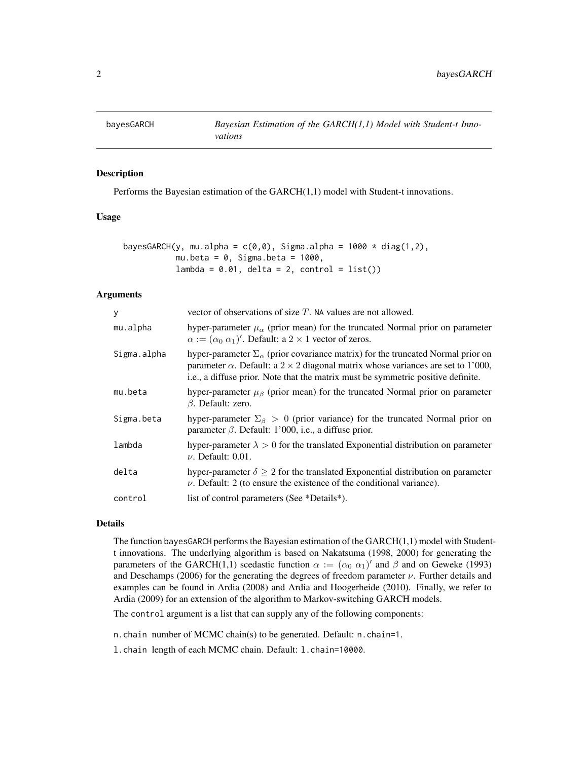# bayesGARCH

*Bayesian Estimation of the GARCH(1,1) Model with Student-t Innovations*

## Description

Performs the Bayesian estimation of the GARCH(1,1) model with Student-t innovations.

## Usage

```
bayesGARCH(y, mu.alpha = c(0,0), Sigma.alpha = 1000 * diag(1,2),
           mu.beta = 0, Sigma.beta = 1000,
           lambda = 0.01, delta = 2, control = list())
```

## Arguments

| | |
|---|---|
| y | vector of observations of size $T$. NA values are not allowed. |
| mu.alpha | hyper-parameter $\mu_\alpha$ (prior mean) for the truncated Normal prior on parameter $\alpha := (\alpha_0\ \alpha_1)'$. Default: a $2 \times 1$ vector of zeros. |
| Sigma.alpha | hyper-parameter $\Sigma_\alpha$ (prior covariance matrix) for the truncated Normal prior on parameter $\alpha$. Default: a $2 \times 2$ diagonal matrix whose variances are set to 1'000, i.e., a diffuse prior. Note that the matrix must be symmetric positive definite. |
| mu.beta | hyper-parameter $\mu_\beta$ (prior mean) for the truncated Normal prior on parameter $\beta$. Default: zero. |
| Sigma.beta | hyper-parameter $\Sigma_\beta > 0$ (prior variance) for the truncated Normal prior on parameter $\beta$. Default: 1'000, i.e., a diffuse prior. |
| lambda | hyper-parameter $\lambda > 0$ for the translated Exponential distribution on parameter $\nu$. Default: 0.01. |
| delta | hyper-parameter $\delta \geq 2$ for the translated Exponential distribution on parameter $\nu$. Default: 2 (to ensure the existence of the conditional variance). |
| control | list of control parameters (See *Details*). |

## Details

The function bayesGARCH performs the Bayesian estimation of the GARCH(1,1) model with Student-t innovations. The underlying algorithm is based on Nakatsuma (1998, 2000) for generating the parameters of the GARCH(1,1) scedastic function $\alpha := (\alpha_0\ \alpha_1)'$ and $\beta$ and on Geweke (1993) and Deschamps (2006) for the generating the degrees of freedom parameter $\nu$. Further details and examples can be found in Ardia (2008) and Ardia and Hoogerheide (2010). Finally, we refer to Ardia (2009) for an extension of the algorithm to Markov-switching GARCH models.

The control argument is a list that can supply any of the following components:

n.chain number of MCMC chain(s) to be generated. Default: n.chain=1.

l.chain length of each MCMC chain. Default: l.chain=10000.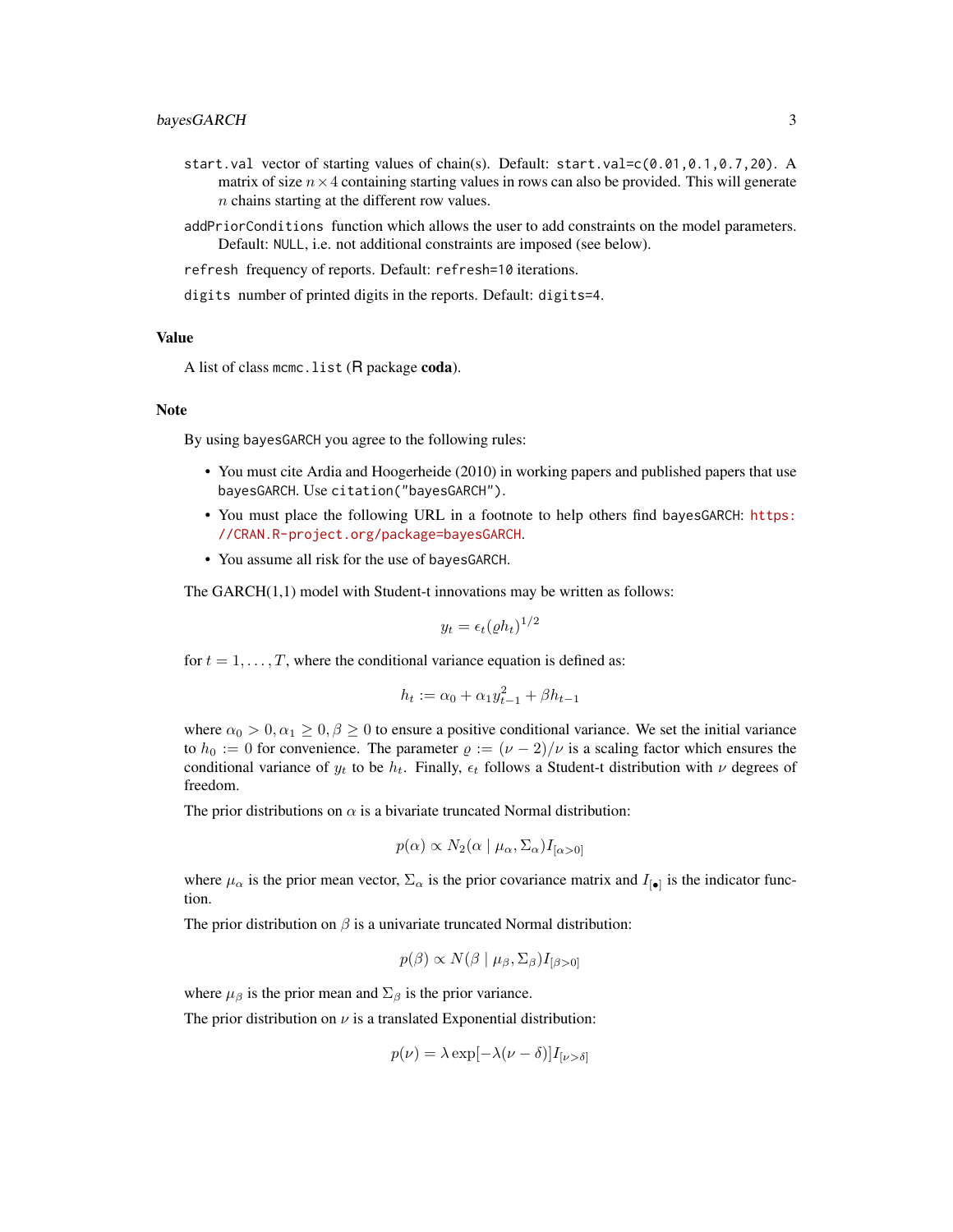`start.val` vector of starting values of chain(s). Default: `start.val=c(0.01,0.1,0.7,20)`. A matrix of size $n \times 4$ containing starting values in rows can also be provided. This will generate $n$ chains starting at the different row values.

`addPriorConditions` function which allows the user to add constraints on the model parameters. Default: `NULL`, i.e. not additional constraints are imposed (see below).

`refresh` frequency of reports. Default: `refresh=10` iterations.

`digits` number of printed digits in the reports. Default: `digits=4`.

## Value

A list of class `mcmc.list` (R package **coda**).

## Note

By using `bayesGARCH` you agree to the following rules:

- You must cite Ardia and Hoogerheide (2010) in working papers and published papers that use `bayesGARCH`. Use `citation("bayesGARCH")`.
- You must place the following URL in a footnote to help others find `bayesGARCH`: https://CRAN.R-project.org/package=bayesGARCH.
- You assume all risk for the use of `bayesGARCH`.

The GARCH(1,1) model with Student-t innovations may be written as follows:

$$y_t = \epsilon_t (\varrho h_t)^{1/2}$$

for $t = 1, \ldots, T$, where the conditional variance equation is defined as:

$$h_t := \alpha_0 + \alpha_1 y_{t-1}^2 + \beta h_{t-1}$$

where $\alpha_0 > 0, \alpha_1 \geq 0, \beta \geq 0$ to ensure a positive conditional variance. We set the initial variance to $h_0 := 0$ for convenience. The parameter $\varrho := (\nu - 2)/\nu$ is a scaling factor which ensures the conditional variance of $y_t$ to be $h_t$. Finally, $\epsilon_t$ follows a Student-t distribution with $\nu$ degrees of freedom.

The prior distributions on $\alpha$ is a bivariate truncated Normal distribution:

$$p(\alpha) \propto N_2(\alpha \mid \mu_\alpha, \Sigma_\alpha) I_{[\alpha > 0]}$$

where $\mu_\alpha$ is the prior mean vector, $\Sigma_\alpha$ is the prior covariance matrix and $I_{[\bullet]}$ is the indicator function.

The prior distribution on $\beta$ is a univariate truncated Normal distribution:

$$p(\beta) \propto N(\beta \mid \mu_\beta, \Sigma_\beta) I_{[\beta > 0]}$$

where $\mu_\beta$ is the prior mean and $\Sigma_\beta$ is the prior variance.

The prior distribution on $\nu$ is a translated Exponential distribution:

$$p(\nu) = \lambda \exp[-\lambda(\nu - \delta)] I_{[\nu > \delta]}$$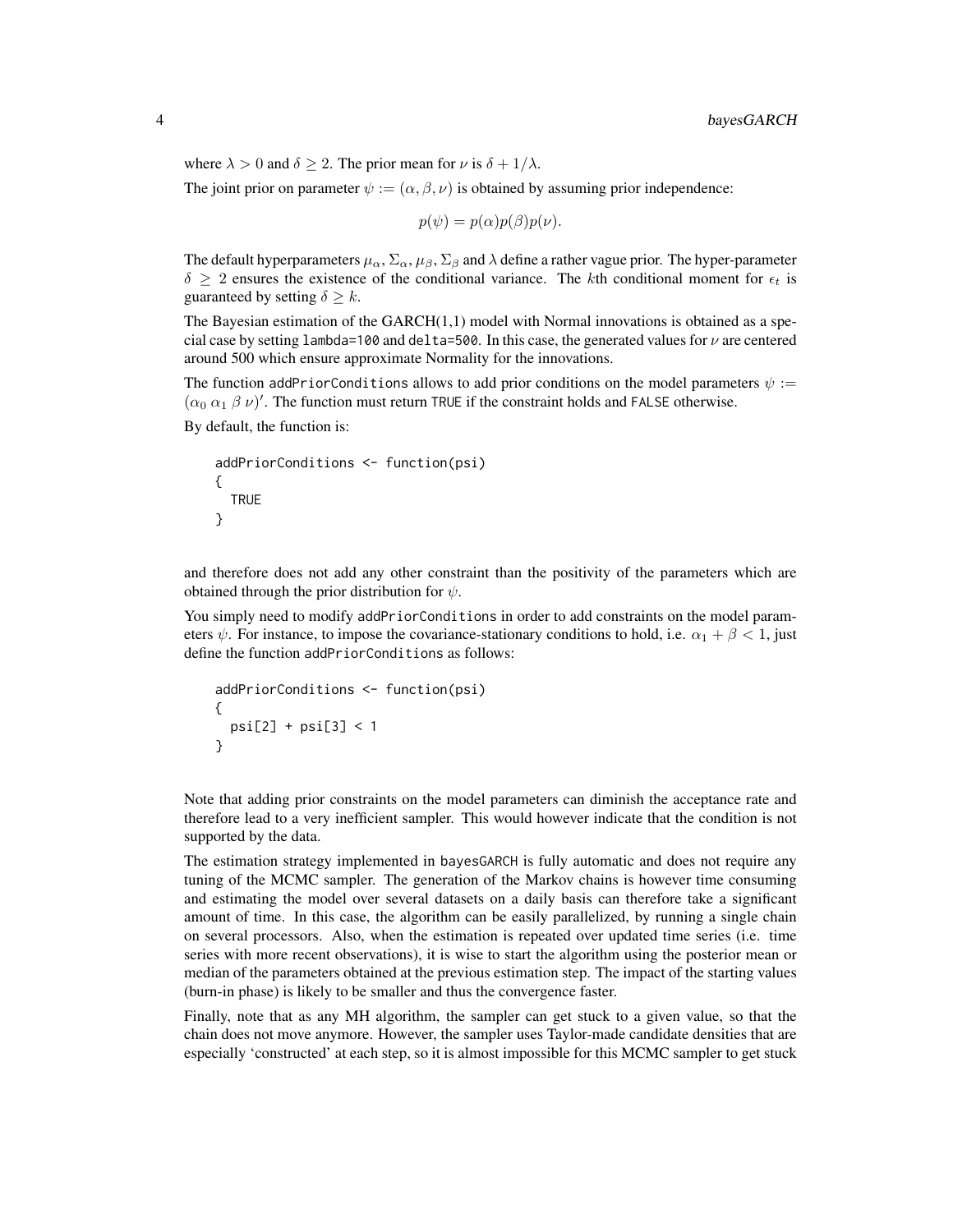where $\lambda > 0$ and $\delta \geq 2$. The prior mean for $\nu$ is $\delta + 1/\lambda$.

The joint prior on parameter $\psi := (\alpha, \beta, \nu)$ is obtained by assuming prior independence:

$$p(\psi) = p(\alpha)p(\beta)p(\nu).$$

The default hyperparameters $\mu_\alpha$, $\Sigma_\alpha$, $\mu_\beta$, $\Sigma_\beta$ and $\lambda$ define a rather vague prior. The hyper-parameter $\delta \geq 2$ ensures the existence of the conditional variance. The $k$th conditional moment for $\epsilon_t$ is guaranteed by setting $\delta \geq k$.

The Bayesian estimation of the GARCH(1,1) model with Normal innovations is obtained as a special case by setting `lambda=100` and `delta=500`. In this case, the generated values for $\nu$ are centered around 500 which ensure approximate Normality for the innovations.

The function `addPriorConditions` allows to add prior conditions on the model parameters $\psi := (\alpha_0\ \alpha_1\ \beta\ \nu)'$. The function must return `TRUE` if the constraint holds and `FALSE` otherwise.

By default, the function is:

```
addPriorConditions <- function(psi)
{
  TRUE
}
```

and therefore does not add any other constraint than the positivity of the parameters which are obtained through the prior distribution for $\psi$.

You simply need to modify `addPriorConditions` in order to add constraints on the model parameters $\psi$. For instance, to impose the covariance-stationary conditions to hold, i.e. $\alpha_1 + \beta < 1$, just define the function `addPriorConditions` as follows:

```
addPriorConditions <- function(psi)
{
  psi[2] + psi[3] < 1
}
```

Note that adding prior constraints on the model parameters can diminish the acceptance rate and therefore lead to a very inefficient sampler. This would however indicate that the condition is not supported by the data.

The estimation strategy implemented in `bayesGARCH` is fully automatic and does not require any tuning of the MCMC sampler. The generation of the Markov chains is however time consuming and estimating the model over several datasets on a daily basis can therefore take a significant amount of time. In this case, the algorithm can be easily parallelized, by running a single chain on several processors. Also, when the estimation is repeated over updated time series (i.e. time series with more recent observations), it is wise to start the algorithm using the posterior mean or median of the parameters obtained at the previous estimation step. The impact of the starting values (burn-in phase) is likely to be smaller and thus the convergence faster.

Finally, note that as any MH algorithm, the sampler can get stuck to a given value, so that the chain does not move anymore. However, the sampler uses Taylor-made candidate densities that are especially 'constructed' at each step, so it is almost impossible for this MCMC sampler to get stuck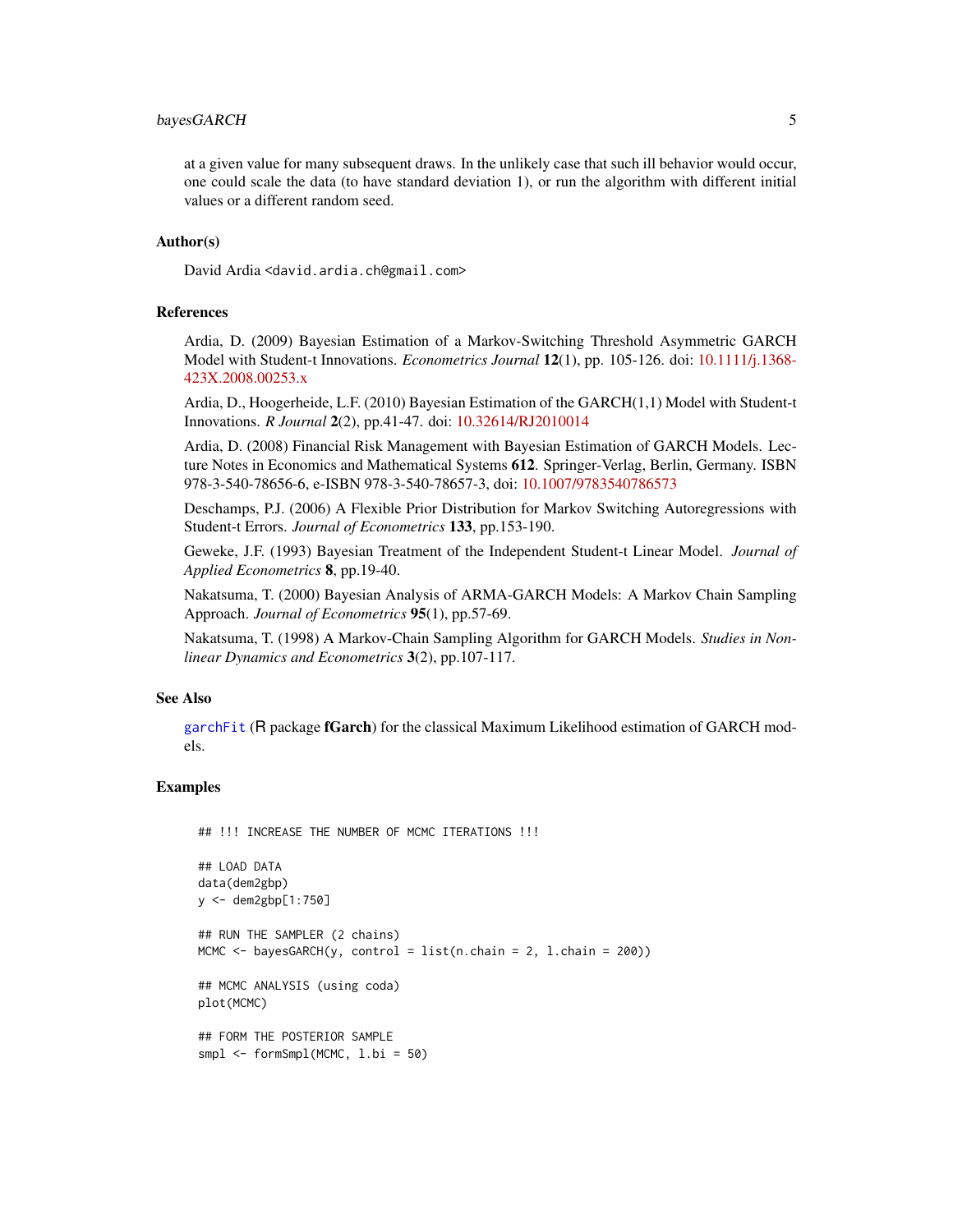at a given value for many subsequent draws. In the unlikely case that such ill behavior would occur, one could scale the data (to have standard deviation 1), or run the algorithm with different initial values or a different random seed.

### Author(s)

David Ardia <david.ardia.ch@gmail.com>

### References

Ardia, D. (2009) Bayesian Estimation of a Markov-Switching Threshold Asymmetric GARCH Model with Student-t Innovations. *Econometrics Journal* **12**(1), pp. 105-126. doi: 10.1111/j.1368-423X.2008.00253.x

Ardia, D., Hoogerheide, L.F. (2010) Bayesian Estimation of the GARCH(1,1) Model with Student-t Innovations. *R Journal* **2**(2), pp.41-47. doi: 10.32614/RJ2010014

Ardia, D. (2008) Financial Risk Management with Bayesian Estimation of GARCH Models. Lecture Notes in Economics and Mathematical Systems **612**. Springer-Verlag, Berlin, Germany. ISBN 978-3-540-78656-6, e-ISBN 978-3-540-78657-3, doi: 10.1007/9783540786573

Deschamps, P.J. (2006) A Flexible Prior Distribution for Markov Switching Autoregressions with Student-t Errors. *Journal of Econometrics* **133**, pp.153-190.

Geweke, J.F. (1993) Bayesian Treatment of the Independent Student-t Linear Model. *Journal of Applied Econometrics* **8**, pp.19-40.

Nakatsuma, T. (2000) Bayesian Analysis of ARMA-GARCH Models: A Markov Chain Sampling Approach. *Journal of Econometrics* **95**(1), pp.57-69.

Nakatsuma, T. (1998) A Markov-Chain Sampling Algorithm for GARCH Models. *Studies in Nonlinear Dynamics and Econometrics* **3**(2), pp.107-117.

### See Also

garchFit (R package **fGarch**) for the classical Maximum Likelihood estimation of GARCH models.

### Examples

```
## !!! INCREASE THE NUMBER OF MCMC ITERATIONS !!!

## LOAD DATA
data(dem2gbp)
y <- dem2gbp[1:750]

## RUN THE SAMPLER (2 chains)
MCMC <- bayesGARCH(y, control = list(n.chain = 2, l.chain = 200))

## MCMC ANALYSIS (using coda)
plot(MCMC)

## FORM THE POSTERIOR SAMPLE
smpl <- formSmpl(MCMC, l.bi = 50)
```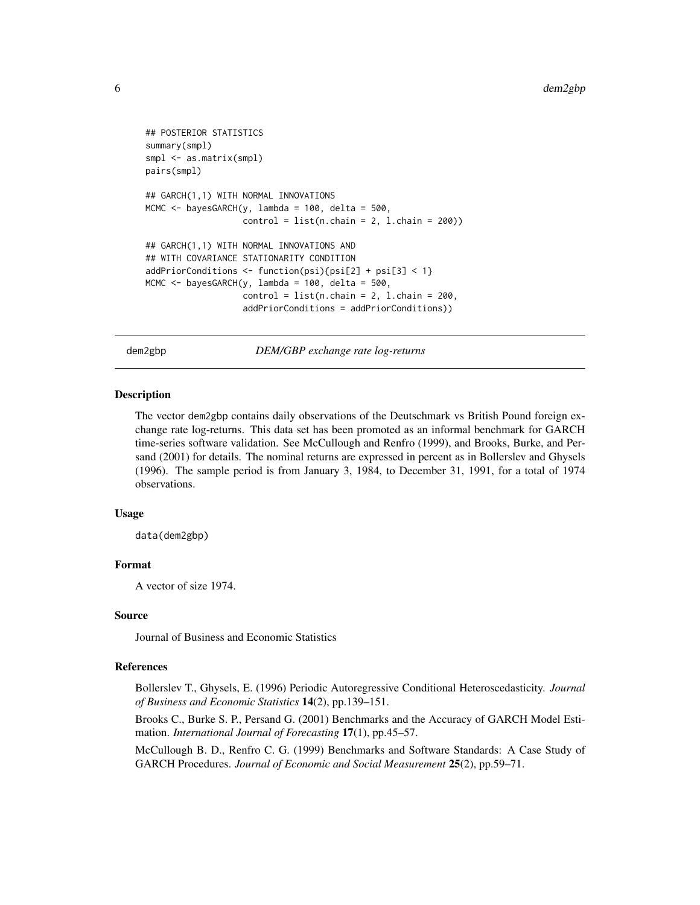```
## POSTERIOR STATISTICS
summary(smpl)
smpl <- as.matrix(smpl)
pairs(smpl)

## GARCH(1,1) WITH NORMAL INNOVATIONS
MCMC <- bayesGARCH(y, lambda = 100, delta = 500,
                   control = list(n.chain = 2, l.chain = 200))

## GARCH(1,1) WITH NORMAL INNOVATIONS AND
## WITH COVARIANCE STATIONARITY CONDITION
addPriorConditions <- function(psi){psi[2] + psi[3] < 1}
MCMC <- bayesGARCH(y, lambda = 100, delta = 500,
                   control = list(n.chain = 2, l.chain = 200,
                   addPriorConditions = addPriorConditions))
```

## dem2gbp — *DEM/GBP exchange rate log-returns*

### Description

The vector dem2gbp contains daily observations of the Deutschmark vs British Pound foreign exchange rate log-returns. This data set has been promoted as an informal benchmark for GARCH time-series software validation. See McCullough and Renfro (1999), and Brooks, Burke, and Persand (2001) for details. The nominal returns are expressed in percent as in Bollerslev and Ghysels (1996). The sample period is from January 3, 1984, to December 31, 1991, for a total of 1974 observations.

### Usage

```
data(dem2gbp)
```

### Format

A vector of size 1974.

### Source

Journal of Business and Economic Statistics

### References

Bollerslev T., Ghysels, E. (1996) Periodic Autoregressive Conditional Heteroscedasticity. *Journal of Business and Economic Statistics* **14**(2), pp.139–151.

Brooks C., Burke S. P., Persand G. (2001) Benchmarks and the Accuracy of GARCH Model Estimation. *International Journal of Forecasting* **17**(1), pp.45–57.

McCullough B. D., Renfro C. G. (1999) Benchmarks and Software Standards: A Case Study of GARCH Procedures. *Journal of Economic and Social Measurement* **25**(2), pp.59–71.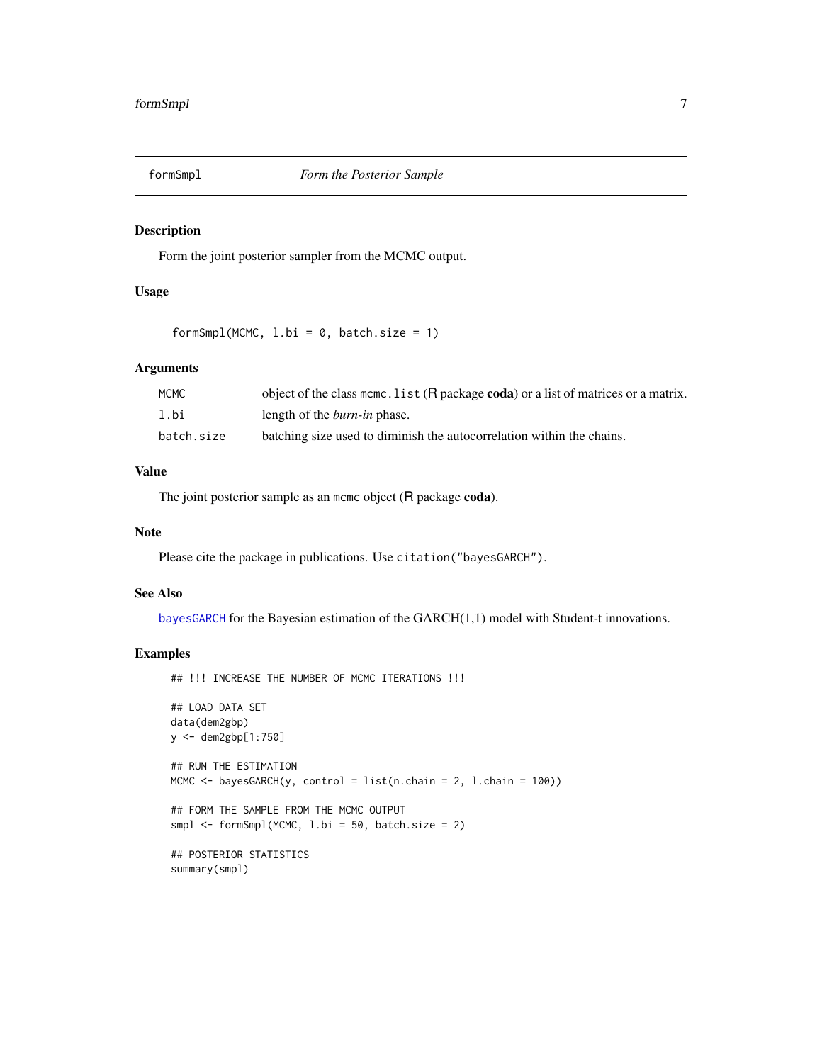# formSmpl — *Form the Posterior Sample*

## Description

Form the joint posterior sampler from the MCMC output.

## Usage

```
formSmpl(MCMC, l.bi = 0, batch.size = 1)
```

## Arguments

| | |
|---|---|
| `MCMC` | object of the class `mcmc.list` (R package **coda**) or a list of matrices or a matrix. |
| `l.bi` | length of the *burn-in* phase. |
| `batch.size` | batching size used to diminish the autocorrelation within the chains. |

## Value

The joint posterior sample as an `mcmc` object (R package **coda**).

## Note

Please cite the package in publications. Use `citation("bayesGARCH")`.

## See Also

`bayesGARCH` for the Bayesian estimation of the GARCH(1,1) model with Student-t innovations.

## Examples

```
## !!! INCREASE THE NUMBER OF MCMC ITERATIONS !!!

## LOAD DATA SET
data(dem2gbp)
y <- dem2gbp[1:750]

## RUN THE ESTIMATION
MCMC <- bayesGARCH(y, control = list(n.chain = 2, l.chain = 100))

## FORM THE SAMPLE FROM THE MCMC OUTPUT
smpl <- formSmpl(MCMC, l.bi = 50, batch.size = 2)

## POSTERIOR STATISTICS
summary(smpl)
```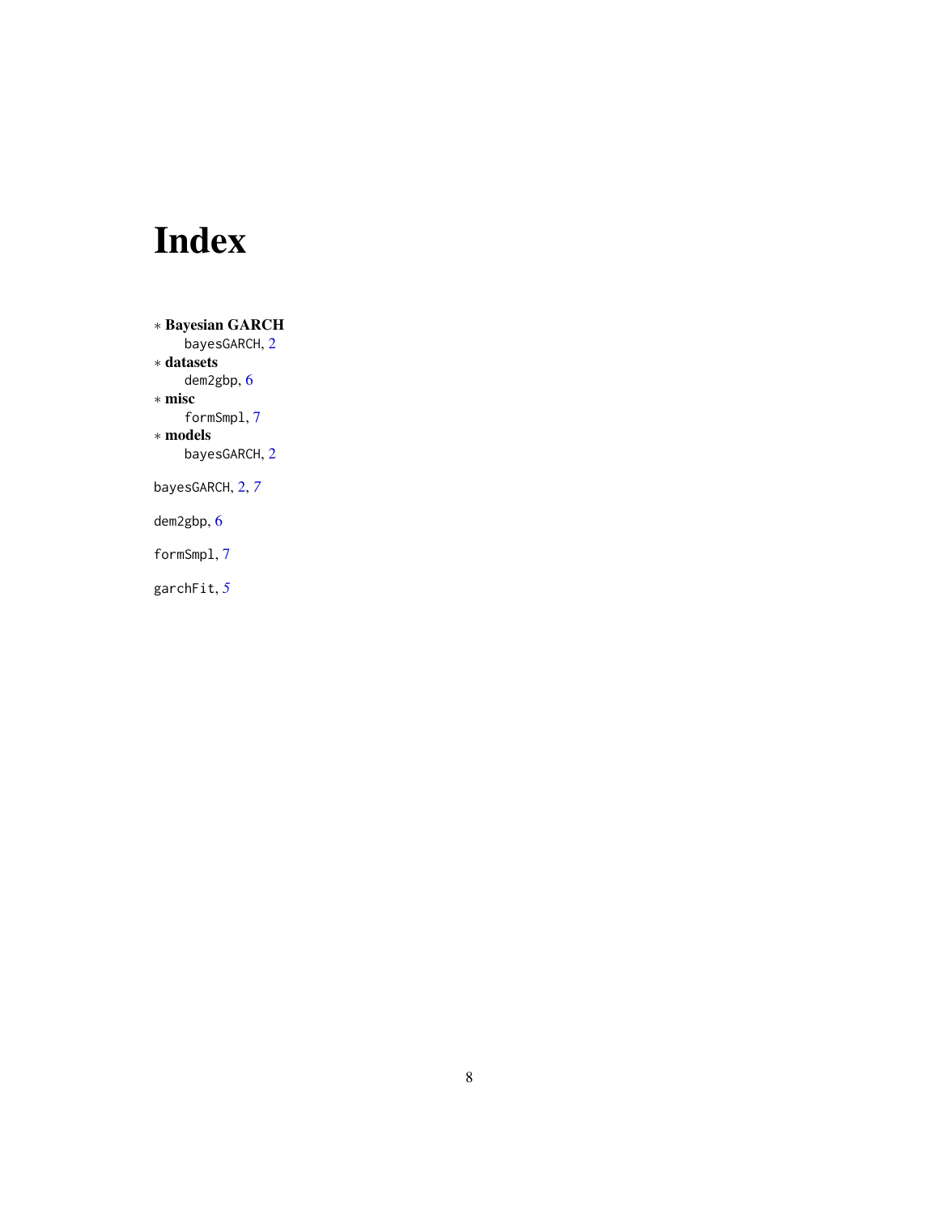# Index

* **Bayesian GARCH**
    bayesGARCH, 2
* **datasets**
    dem2gbp, 6
* **misc**
    formSmpl, 7
* **models**
    bayesGARCH, 2

bayesGARCH, 2, *7*

dem2gbp, 6

formSmpl, 7

garchFit, *5*